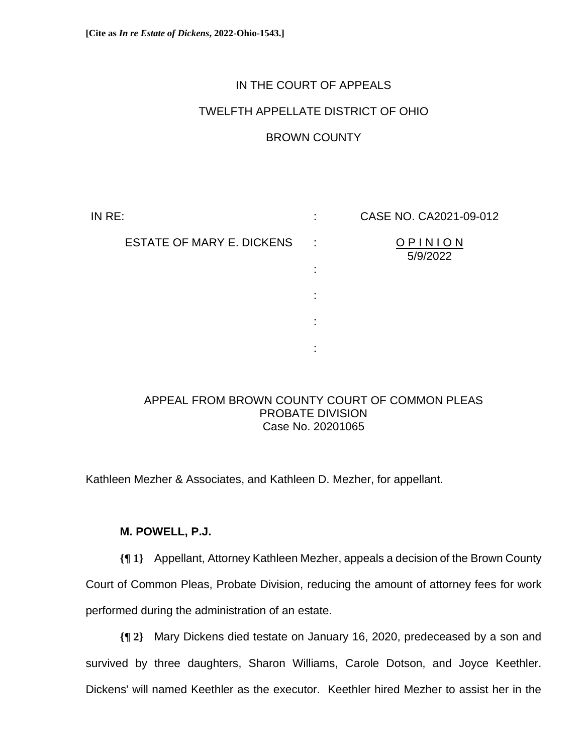**[Cite as *In re Estate of Dickens*, 2022-Ohio-1543.]**

IN THE COURT OF APPEALS

TWELFTH APPELLATE DISTRICT OF OHIO

BROWN COUNTY

| | | |
|---|---|---|
| IN RE: | : | CASE NO. CA2021-09-012 |
| ESTATE OF MARY E. DICKENS | : | OPINION 5/9/2022 |
| | : | |
| | : | |
| | : | |
| | : | |

APPEAL FROM BROWN COUNTY COURT OF COMMON PLEAS
PROBATE DIVISION
Case No. 20201065

Kathleen Mezher & Associates, and Kathleen D. Mezher, for appellant.

**M. POWELL, P.J.**

**{¶ 1}** Appellant, Attorney Kathleen Mezher, appeals a decision of the Brown County Court of Common Pleas, Probate Division, reducing the amount of attorney fees for work performed during the administration of an estate.

**{¶ 2}** Mary Dickens died testate on January 16, 2020, predeceased by a son and survived by three daughters, Sharon Williams, Carole Dotson, and Joyce Keethler. Dickens' will named Keethler as the executor. Keethler hired Mezher to assist her in the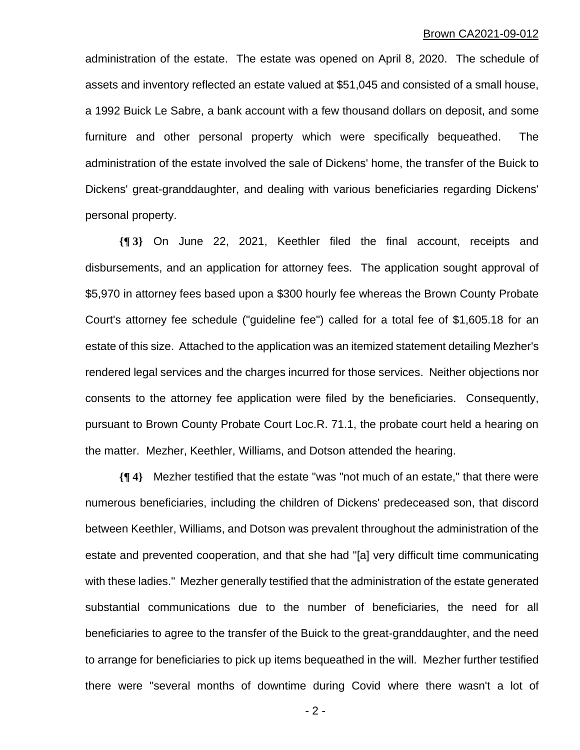administration of the estate. The estate was opened on April 8, 2020. The schedule of assets and inventory reflected an estate valued at $51,045 and consisted of a small house, a 1992 Buick Le Sabre, a bank account with a few thousand dollars on deposit, and some furniture and other personal property which were specifically bequeathed. The administration of the estate involved the sale of Dickens' home, the transfer of the Buick to Dickens' great-granddaughter, and dealing with various beneficiaries regarding Dickens' personal property.

**{¶ 3}** On June 22, 2021, Keethler filed the final account, receipts and disbursements, and an application for attorney fees. The application sought approval of $5,970 in attorney fees based upon a $300 hourly fee whereas the Brown County Probate Court's attorney fee schedule ("guideline fee") called for a total fee of $1,605.18 for an estate of this size. Attached to the application was an itemized statement detailing Mezher's rendered legal services and the charges incurred for those services. Neither objections nor consents to the attorney fee application were filed by the beneficiaries. Consequently, pursuant to Brown County Probate Court Loc.R. 71.1, the probate court held a hearing on the matter. Mezher, Keethler, Williams, and Dotson attended the hearing.

**{¶ 4}** Mezher testified that the estate "was "not much of an estate," that there were numerous beneficiaries, including the children of Dickens' predeceased son, that discord between Keethler, Williams, and Dotson was prevalent throughout the administration of the estate and prevented cooperation, and that she had "[a] very difficult time communicating with these ladies." Mezher generally testified that the administration of the estate generated substantial communications due to the number of beneficiaries, the need for all beneficiaries to agree to the transfer of the Buick to the great-granddaughter, and the need to arrange for beneficiaries to pick up items bequeathed in the will. Mezher further testified there were "several months of downtime during Covid where there wasn't a lot of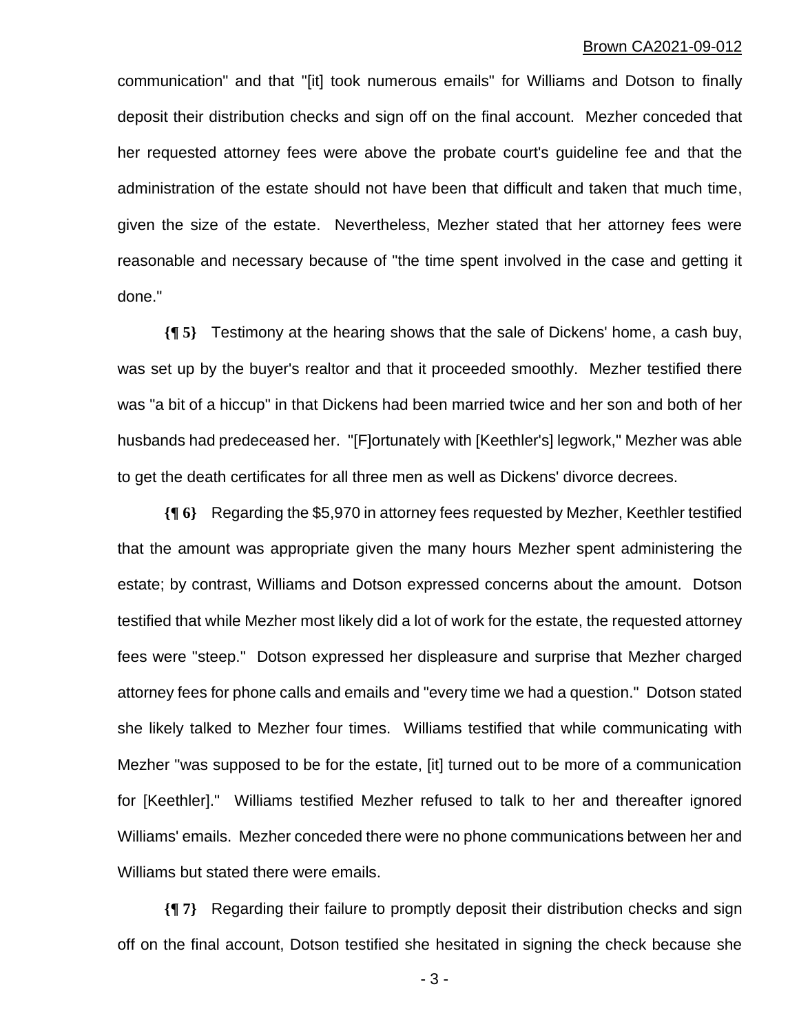communication" and that "[it] took numerous emails" for Williams and Dotson to finally deposit their distribution checks and sign off on the final account. Mezher conceded that her requested attorney fees were above the probate court's guideline fee and that the administration of the estate should not have been that difficult and taken that much time, given the size of the estate. Nevertheless, Mezher stated that her attorney fees were reasonable and necessary because of "the time spent involved in the case and getting it done."

**{¶ 5}** Testimony at the hearing shows that the sale of Dickens' home, a cash buy, was set up by the buyer's realtor and that it proceeded smoothly. Mezher testified there was "a bit of a hiccup" in that Dickens had been married twice and her son and both of her husbands had predeceased her. "[F]ortunately with [Keethler's] legwork," Mezher was able to get the death certificates for all three men as well as Dickens' divorce decrees.

**{¶ 6}** Regarding the $5,970 in attorney fees requested by Mezher, Keethler testified that the amount was appropriate given the many hours Mezher spent administering the estate; by contrast, Williams and Dotson expressed concerns about the amount. Dotson testified that while Mezher most likely did a lot of work for the estate, the requested attorney fees were "steep." Dotson expressed her displeasure and surprise that Mezher charged attorney fees for phone calls and emails and "every time we had a question." Dotson stated she likely talked to Mezher four times. Williams testified that while communicating with Mezher "was supposed to be for the estate, [it] turned out to be more of a communication for [Keethler]." Williams testified Mezher refused to talk to her and thereafter ignored Williams' emails. Mezher conceded there were no phone communications between her and Williams but stated there were emails.

**{¶ 7}** Regarding their failure to promptly deposit their distribution checks and sign off on the final account, Dotson testified she hesitated in signing the check because she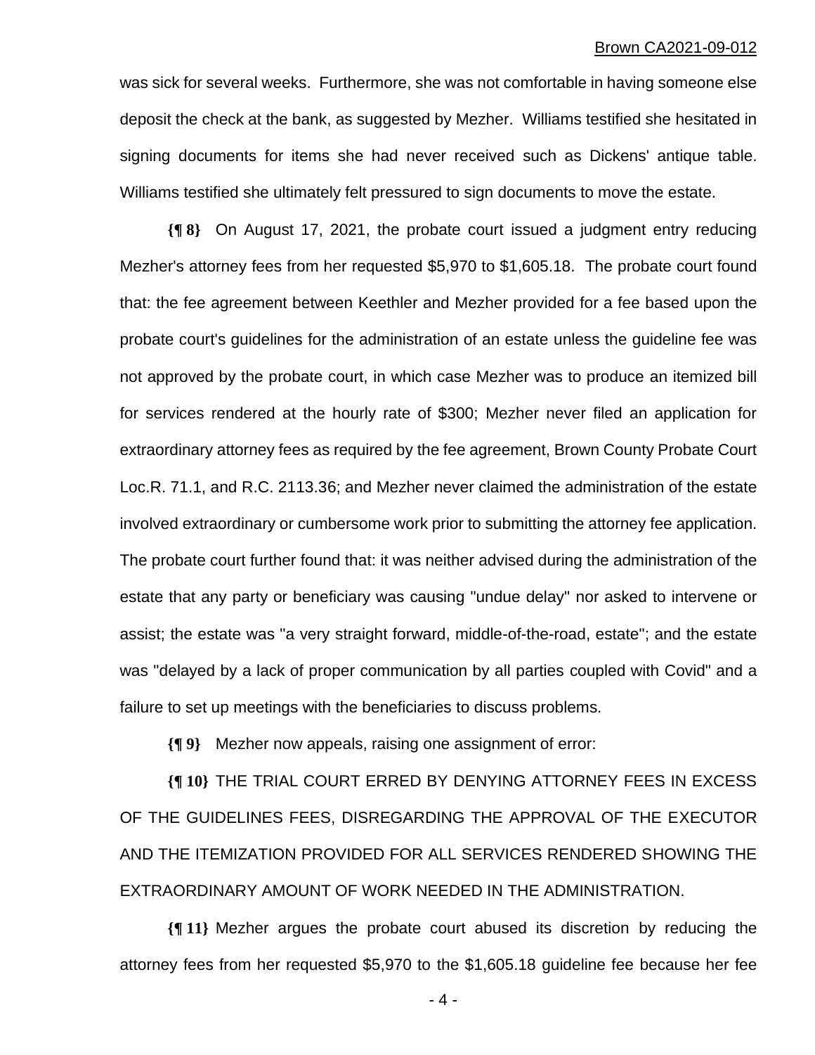was sick for several weeks. Furthermore, she was not comfortable in having someone else deposit the check at the bank, as suggested by Mezher. Williams testified she hesitated in signing documents for items she had never received such as Dickens' antique table. Williams testified she ultimately felt pressured to sign documents to move the estate.

**{¶ 8}** On August 17, 2021, the probate court issued a judgment entry reducing Mezher's attorney fees from her requested $5,970 to $1,605.18. The probate court found that: the fee agreement between Keethler and Mezher provided for a fee based upon the probate court's guidelines for the administration of an estate unless the guideline fee was not approved by the probate court, in which case Mezher was to produce an itemized bill for services rendered at the hourly rate of $300; Mezher never filed an application for extraordinary attorney fees as required by the fee agreement, Brown County Probate Court Loc.R. 71.1, and R.C. 2113.36; and Mezher never claimed the administration of the estate involved extraordinary or cumbersome work prior to submitting the attorney fee application. The probate court further found that: it was neither advised during the administration of the estate that any party or beneficiary was causing "undue delay" nor asked to intervene or assist; the estate was "a very straight forward, middle-of-the-road, estate"; and the estate was "delayed by a lack of proper communication by all parties coupled with Covid" and a failure to set up meetings with the beneficiaries to discuss problems.

**{¶ 9}** Mezher now appeals, raising one assignment of error:

**{¶ 10}** THE TRIAL COURT ERRED BY DENYING ATTORNEY FEES IN EXCESS OF THE GUIDELINES FEES, DISREGARDING THE APPROVAL OF THE EXECUTOR AND THE ITEMIZATION PROVIDED FOR ALL SERVICES RENDERED SHOWING THE EXTRAORDINARY AMOUNT OF WORK NEEDED IN THE ADMINISTRATION.

**{¶ 11}** Mezher argues the probate court abused its discretion by reducing the attorney fees from her requested $5,970 to the $1,605.18 guideline fee because her fee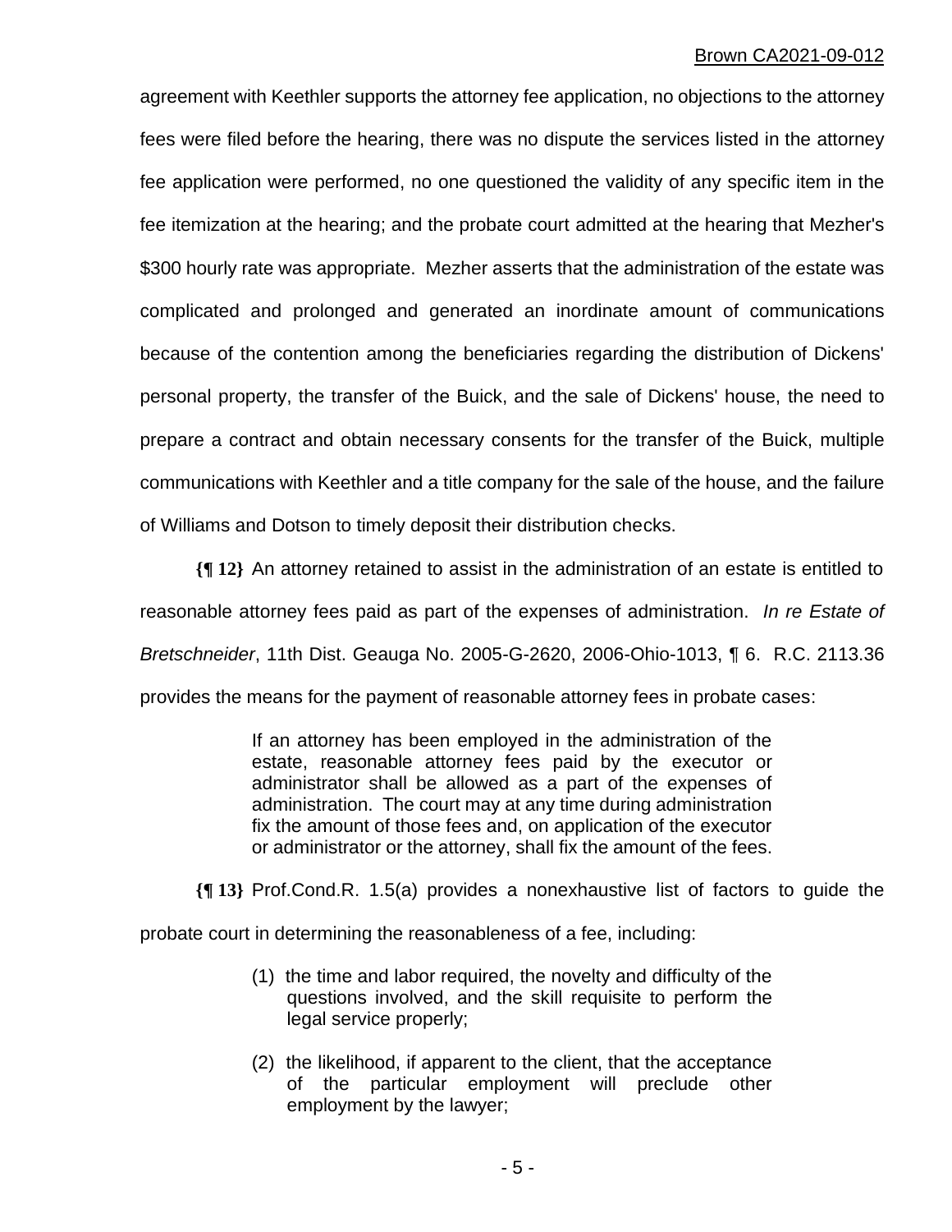agreement with Keethler supports the attorney fee application, no objections to the attorney fees were filed before the hearing, there was no dispute the services listed in the attorney fee application were performed, no one questioned the validity of any specific item in the fee itemization at the hearing; and the probate court admitted at the hearing that Mezher's $300 hourly rate was appropriate. Mezher asserts that the administration of the estate was complicated and prolonged and generated an inordinate amount of communications because of the contention among the beneficiaries regarding the distribution of Dickens' personal property, the transfer of the Buick, and the sale of Dickens' house, the need to prepare a contract and obtain necessary consents for the transfer of the Buick, multiple communications with Keethler and a title company for the sale of the house, and the failure of Williams and Dotson to timely deposit their distribution checks.

**{¶ 12}** An attorney retained to assist in the administration of an estate is entitled to reasonable attorney fees paid as part of the expenses of administration. *In re Estate of Bretschneider*, 11th Dist. Geauga No. 2005-G-2620, 2006-Ohio-1013, ¶ 6. R.C. 2113.36 provides the means for the payment of reasonable attorney fees in probate cases:

> If an attorney has been employed in the administration of the estate, reasonable attorney fees paid by the executor or administrator shall be allowed as a part of the expenses of administration. The court may at any time during administration fix the amount of those fees and, on application of the executor or administrator or the attorney, shall fix the amount of the fees.

**{¶ 13}** Prof.Cond.R. 1.5(a) provides a nonexhaustive list of factors to guide the probate court in determining the reasonableness of a fee, including:

> (1) the time and labor required, the novelty and difficulty of the questions involved, and the skill requisite to perform the legal service properly;
>
> (2) the likelihood, if apparent to the client, that the acceptance of the particular employment will preclude other employment by the lawyer;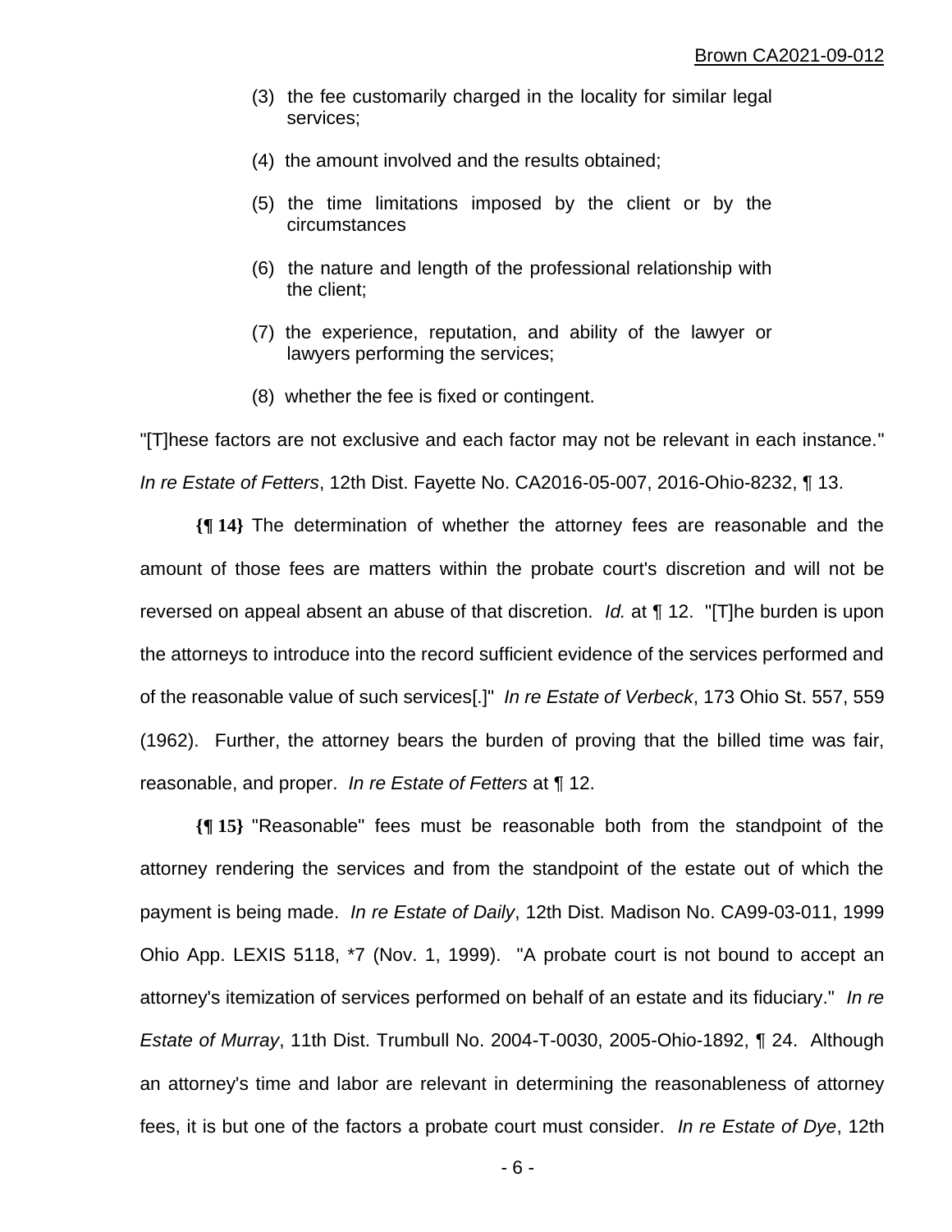> (3) the fee customarily charged in the locality for similar legal services;
>
> (4) the amount involved and the results obtained;
>
> (5) the time limitations imposed by the client or by the circumstances
>
> (6) the nature and length of the professional relationship with the client;
>
> (7) the experience, reputation, and ability of the lawyer or lawyers performing the services;
>
> (8) whether the fee is fixed or contingent.

"[T]hese factors are not exclusive and each factor may not be relevant in each instance." *In re Estate of Fetters*, 12th Dist. Fayette No. CA2016-05-007, 2016-Ohio-8232, ¶ 13.

**{¶ 14}** The determination of whether the attorney fees are reasonable and the amount of those fees are matters within the probate court's discretion and will not be reversed on appeal absent an abuse of that discretion. *Id.* at ¶ 12. "[T]he burden is upon the attorneys to introduce into the record sufficient evidence of the services performed and of the reasonable value of such services[.]" *In re Estate of Verbeck*, 173 Ohio St. 557, 559 (1962). Further, the attorney bears the burden of proving that the billed time was fair, reasonable, and proper. *In re Estate of Fetters* at ¶ 12.

**{¶ 15}** "Reasonable" fees must be reasonable both from the standpoint of the attorney rendering the services and from the standpoint of the estate out of which the payment is being made. *In re Estate of Daily*, 12th Dist. Madison No. CA99-03-011, 1999 Ohio App. LEXIS 5118, *7 (Nov. 1, 1999). "A probate court is not bound to accept an attorney's itemization of services performed on behalf of an estate and its fiduciary." *In re Estate of Murray*, 11th Dist. Trumbull No. 2004-T-0030, 2005-Ohio-1892, ¶ 24. Although an attorney's time and labor are relevant in determining the reasonableness of attorney fees, it is but one of the factors a probate court must consider. *In re Estate of Dye*, 12th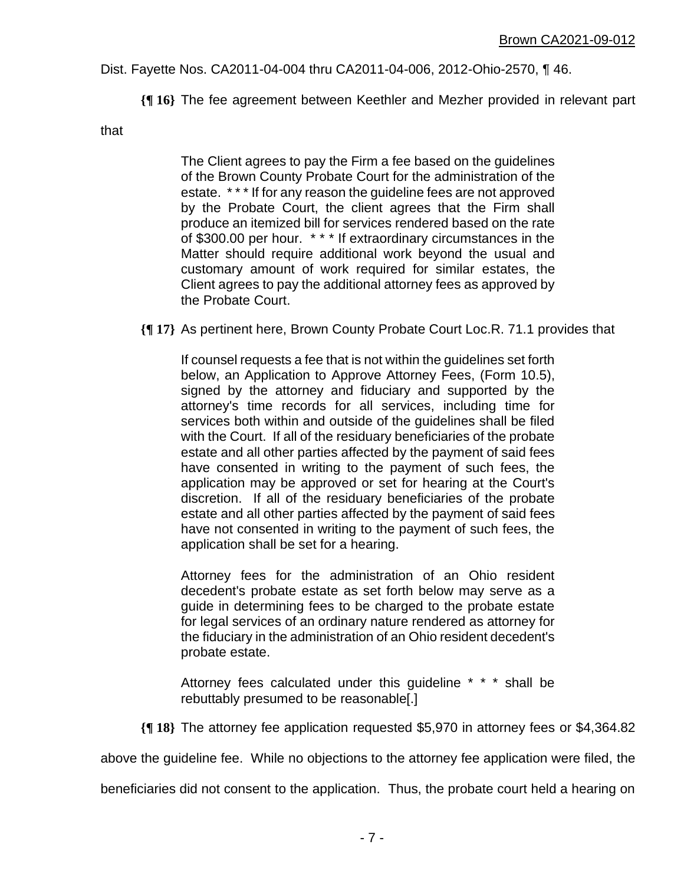Dist. Fayette Nos. CA2011-04-004 thru CA2011-04-006, 2012-Ohio-2570, ¶ 46.

**{¶ 16}** The fee agreement between Keethler and Mezher provided in relevant part that

> The Client agrees to pay the Firm a fee based on the guidelines of the Brown County Probate Court for the administration of the estate. * * * If for any reason the guideline fees are not approved by the Probate Court, the client agrees that the Firm shall produce an itemized bill for services rendered based on the rate of $300.00 per hour. * * * If extraordinary circumstances in the Matter should require additional work beyond the usual and customary amount of work required for similar estates, the Client agrees to pay the additional attorney fees as approved by the Probate Court.

**{¶ 17}** As pertinent here, Brown County Probate Court Loc.R. 71.1 provides that

> If counsel requests a fee that is not within the guidelines set forth below, an Application to Approve Attorney Fees, (Form 10.5), signed by the attorney and fiduciary and supported by the attorney's time records for all services, including time for services both within and outside of the guidelines shall be filed with the Court. If all of the residuary beneficiaries of the probate estate and all other parties affected by the payment of said fees have consented in writing to the payment of such fees, the application may be approved or set for hearing at the Court's discretion. If all of the residuary beneficiaries of the probate estate and all other parties affected by the payment of said fees have not consented in writing to the payment of such fees, the application shall be set for a hearing.
>
> Attorney fees for the administration of an Ohio resident decedent's probate estate as set forth below may serve as a guide in determining fees to be charged to the probate estate for legal services of an ordinary nature rendered as attorney for the fiduciary in the administration of an Ohio resident decedent's probate estate.
>
> Attorney fees calculated under this guideline * * * shall be rebuttably presumed to be reasonable[.]

**{¶ 18}** The attorney fee application requested $5,970 in attorney fees or $4,364.82 above the guideline fee. While no objections to the attorney fee application were filed, the beneficiaries did not consent to the application. Thus, the probate court held a hearing on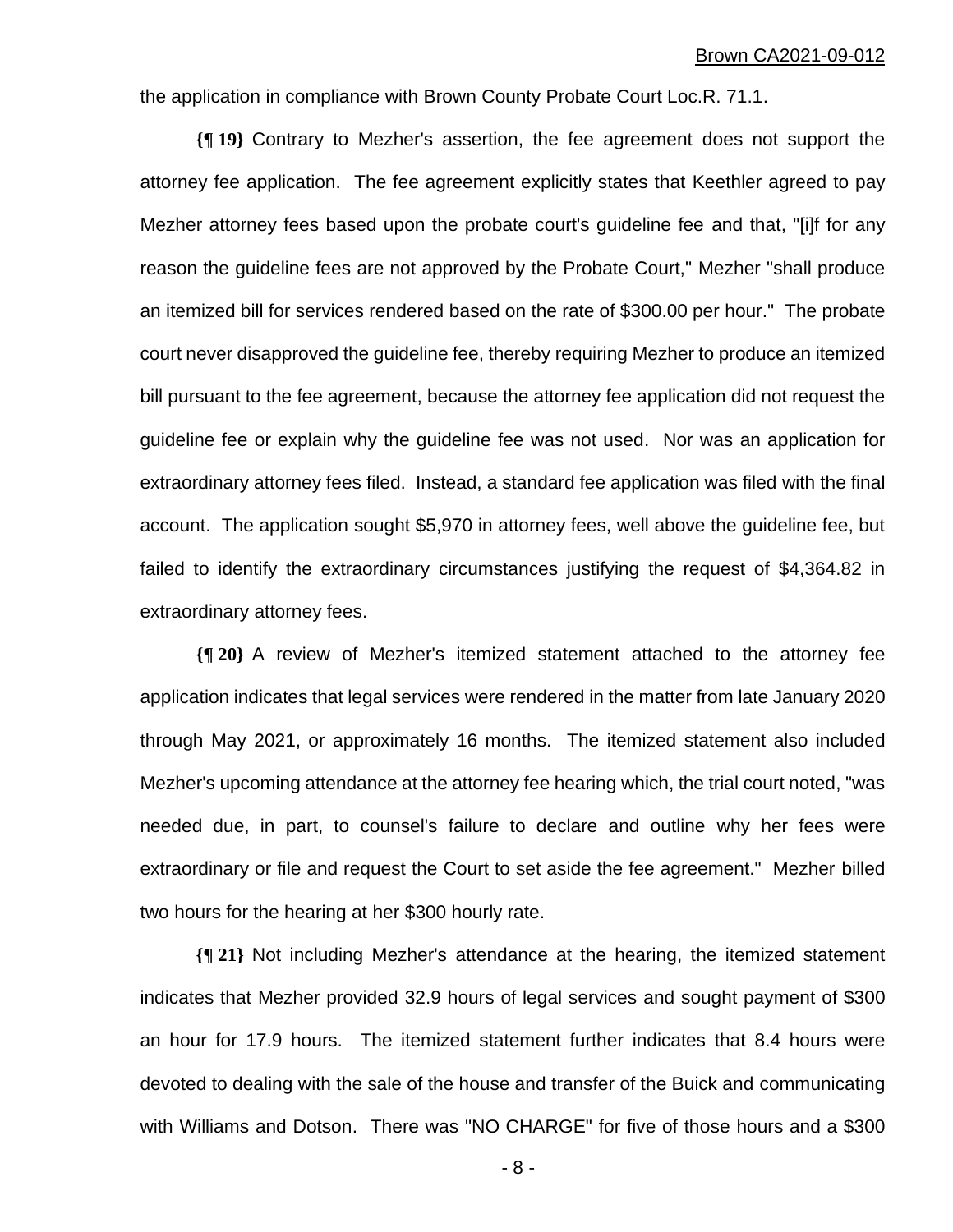the application in compliance with Brown County Probate Court Loc.R. 71.1.

**{¶ 19}** Contrary to Mezher's assertion, the fee agreement does not support the attorney fee application. The fee agreement explicitly states that Keethler agreed to pay Mezher attorney fees based upon the probate court's guideline fee and that, "[i]f for any reason the guideline fees are not approved by the Probate Court," Mezher "shall produce an itemized bill for services rendered based on the rate of $300.00 per hour." The probate court never disapproved the guideline fee, thereby requiring Mezher to produce an itemized bill pursuant to the fee agreement, because the attorney fee application did not request the guideline fee or explain why the guideline fee was not used. Nor was an application for extraordinary attorney fees filed. Instead, a standard fee application was filed with the final account. The application sought $5,970 in attorney fees, well above the guideline fee, but failed to identify the extraordinary circumstances justifying the request of $4,364.82 in extraordinary attorney fees.

**{¶ 20}** A review of Mezher's itemized statement attached to the attorney fee application indicates that legal services were rendered in the matter from late January 2020 through May 2021, or approximately 16 months. The itemized statement also included Mezher's upcoming attendance at the attorney fee hearing which, the trial court noted, "was needed due, in part, to counsel's failure to declare and outline why her fees were extraordinary or file and request the Court to set aside the fee agreement." Mezher billed two hours for the hearing at her $300 hourly rate.

**{¶ 21}** Not including Mezher's attendance at the hearing, the itemized statement indicates that Mezher provided 32.9 hours of legal services and sought payment of $300 an hour for 17.9 hours. The itemized statement further indicates that 8.4 hours were devoted to dealing with the sale of the house and transfer of the Buick and communicating with Williams and Dotson. There was "NO CHARGE" for five of those hours and a $300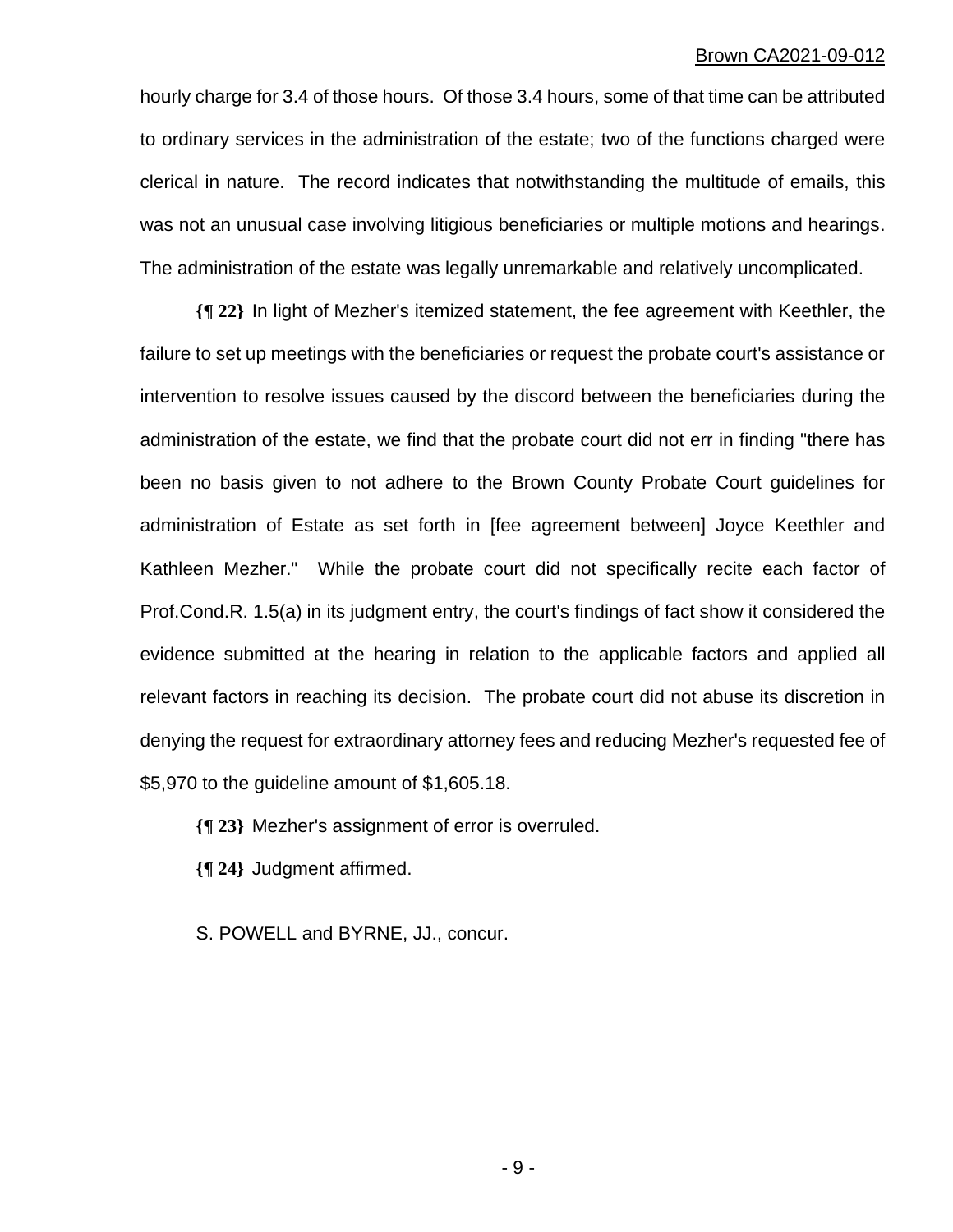hourly charge for 3.4 of those hours. Of those 3.4 hours, some of that time can be attributed to ordinary services in the administration of the estate; two of the functions charged were clerical in nature. The record indicates that notwithstanding the multitude of emails, this was not an unusual case involving litigious beneficiaries or multiple motions and hearings. The administration of the estate was legally unremarkable and relatively uncomplicated.

**{¶ 22}** In light of Mezher's itemized statement, the fee agreement with Keethler, the failure to set up meetings with the beneficiaries or request the probate court's assistance or intervention to resolve issues caused by the discord between the beneficiaries during the administration of the estate, we find that the probate court did not err in finding "there has been no basis given to not adhere to the Brown County Probate Court guidelines for administration of Estate as set forth in [fee agreement between] Joyce Keethler and Kathleen Mezher." While the probate court did not specifically recite each factor of Prof.Cond.R. 1.5(a) in its judgment entry, the court's findings of fact show it considered the evidence submitted at the hearing in relation to the applicable factors and applied all relevant factors in reaching its decision. The probate court did not abuse its discretion in denying the request for extraordinary attorney fees and reducing Mezher's requested fee of $5,970 to the guideline amount of $1,605.18.

**{¶ 23}** Mezher's assignment of error is overruled.

**{¶ 24}** Judgment affirmed.

S. POWELL and BYRNE, JJ., concur.